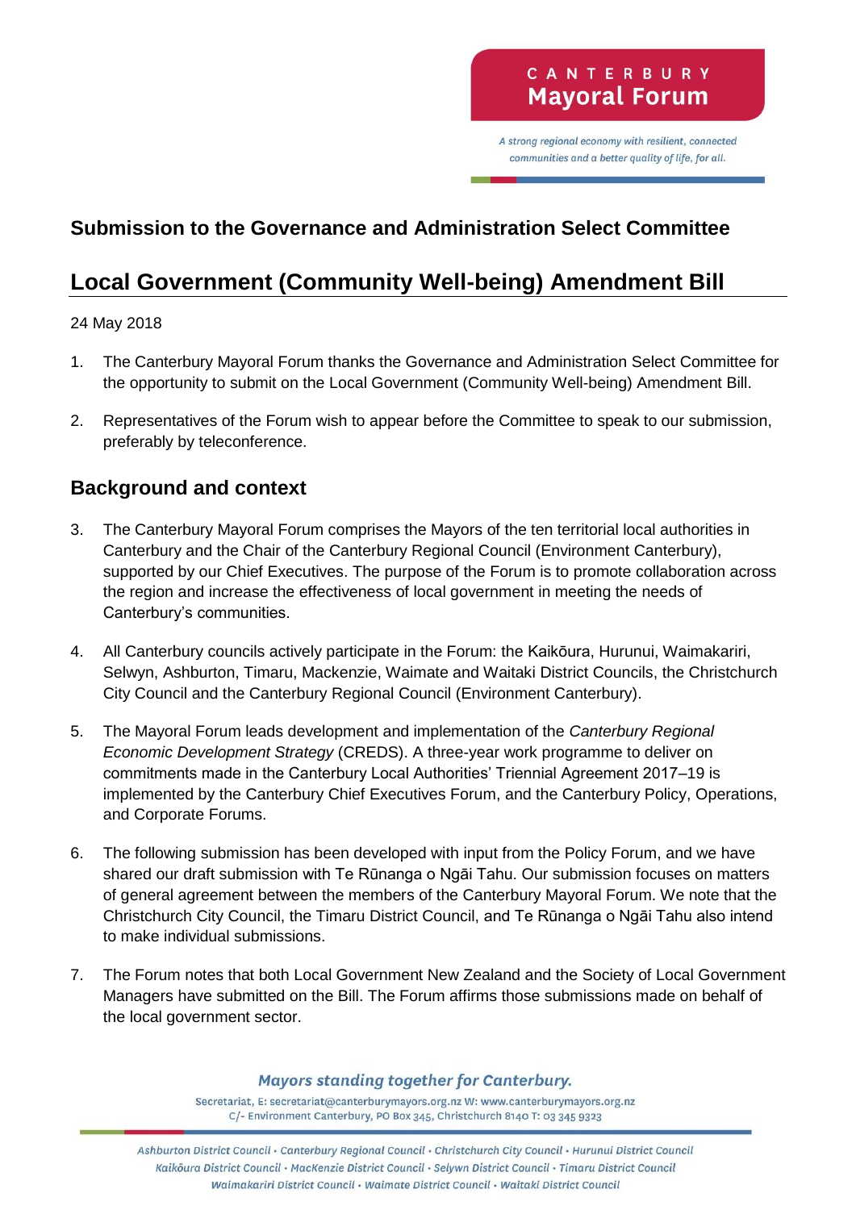CANTERBURY
**Mayoral Forum**

*A strong regional economy with resilient, connected communities and a better quality of life, for all.*

## Submission to the Governance and Administration Select Committee

# Local Government (Community Well-being) Amendment Bill

24 May 2018

1. The Canterbury Mayoral Forum thanks the Governance and Administration Select Committee for the opportunity to submit on the Local Government (Community Well-being) Amendment Bill.

2. Representatives of the Forum wish to appear before the Committee to speak to our submission, preferably by teleconference.

## Background and context

3. The Canterbury Mayoral Forum comprises the Mayors of the ten territorial local authorities in Canterbury and the Chair of the Canterbury Regional Council (Environment Canterbury), supported by our Chief Executives. The purpose of the Forum is to promote collaboration across the region and increase the effectiveness of local government in meeting the needs of Canterbury's communities.

4. All Canterbury councils actively participate in the Forum: the Kaikōura, Hurunui, Waimakariri, Selwyn, Ashburton, Timaru, Mackenzie, Waimate and Waitaki District Councils, the Christchurch City Council and the Canterbury Regional Council (Environment Canterbury).

5. The Mayoral Forum leads development and implementation of the *Canterbury Regional Economic Development Strategy* (CREDS). A three-year work programme to deliver on commitments made in the Canterbury Local Authorities' Triennial Agreement 2017–19 is implemented by the Canterbury Chief Executives Forum, and the Canterbury Policy, Operations, and Corporate Forums.

6. The following submission has been developed with input from the Policy Forum, and we have shared our draft submission with Te Rūnanga o Ngāi Tahu. Our submission focuses on matters of general agreement between the members of the Canterbury Mayoral Forum. We note that the Christchurch City Council, the Timaru District Council, and Te Rūnanga o Ngāi Tahu also intend to make individual submissions.

7. The Forum notes that both Local Government New Zealand and the Society of Local Government Managers have submitted on the Bill. The Forum affirms those submissions made on behalf of the local government sector.

*Mayors standing together for Canterbury.*

Secretariat, E: secretariat@canterburymayors.org.nz W: www.canterburymayors.org.nz
C/- Environment Canterbury, PO Box 345, Christchurch 8140 T: 03 345 9323

*Ashburton District Council • Canterbury Regional Council • Christchurch City Council • Hurunui District Council
Kaikōura District Council • MacKenzie District Council • Selywn District Council • Timaru District Council
Waimakariri District Council • Waimate District Council • Waitaki District Council*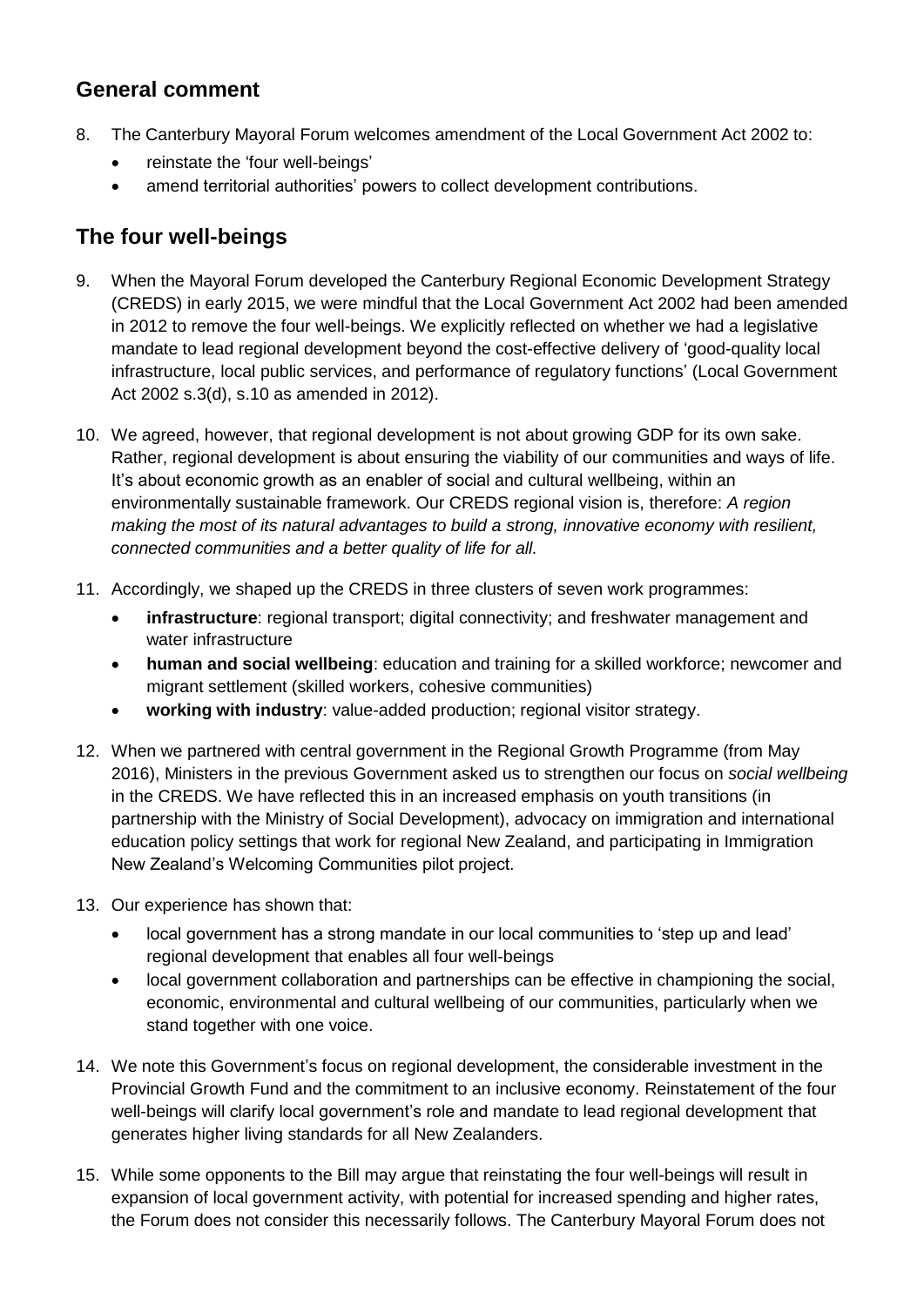## General comment

8. The Canterbury Mayoral Forum welcomes amendment of the Local Government Act 2002 to:
   - reinstate the 'four well-beings'
   - amend territorial authorities' powers to collect development contributions.

## The four well-beings

9. When the Mayoral Forum developed the Canterbury Regional Economic Development Strategy (CREDS) in early 2015, we were mindful that the Local Government Act 2002 had been amended in 2012 to remove the four well-beings. We explicitly reflected on whether we had a legislative mandate to lead regional development beyond the cost-effective delivery of 'good-quality local infrastructure, local public services, and performance of regulatory functions' (Local Government Act 2002 s.3(d), s.10 as amended in 2012).

10. We agreed, however, that regional development is not about growing GDP for its own sake. Rather, regional development is about ensuring the viability of our communities and ways of life. It's about economic growth as an enabler of social and cultural wellbeing, within an environmentally sustainable framework. Our CREDS regional vision is, therefore: *A region making the most of its natural advantages to build a strong, innovative economy with resilient, connected communities and a better quality of life for all.*

11. Accordingly, we shaped up the CREDS in three clusters of seven work programmes:
    - **infrastructure**: regional transport; digital connectivity; and freshwater management and water infrastructure
    - **human and social wellbeing**: education and training for a skilled workforce; newcomer and migrant settlement (skilled workers, cohesive communities)
    - **working with industry**: value-added production; regional visitor strategy.

12. When we partnered with central government in the Regional Growth Programme (from May 2016), Ministers in the previous Government asked us to strengthen our focus on *social wellbeing* in the CREDS. We have reflected this in an increased emphasis on youth transitions (in partnership with the Ministry of Social Development), advocacy on immigration and international education policy settings that work for regional New Zealand, and participating in Immigration New Zealand's Welcoming Communities pilot project.

13. Our experience has shown that:
    - local government has a strong mandate in our local communities to 'step up and lead' regional development that enables all four well-beings
    - local government collaboration and partnerships can be effective in championing the social, economic, environmental and cultural wellbeing of our communities, particularly when we stand together with one voice.

14. We note this Government's focus on regional development, the considerable investment in the Provincial Growth Fund and the commitment to an inclusive economy. Reinstatement of the four well-beings will clarify local government's role and mandate to lead regional development that generates higher living standards for all New Zealanders.

15. While some opponents to the Bill may argue that reinstating the four well-beings will result in expansion of local government activity, with potential for increased spending and higher rates, the Forum does not consider this necessarily follows. The Canterbury Mayoral Forum does not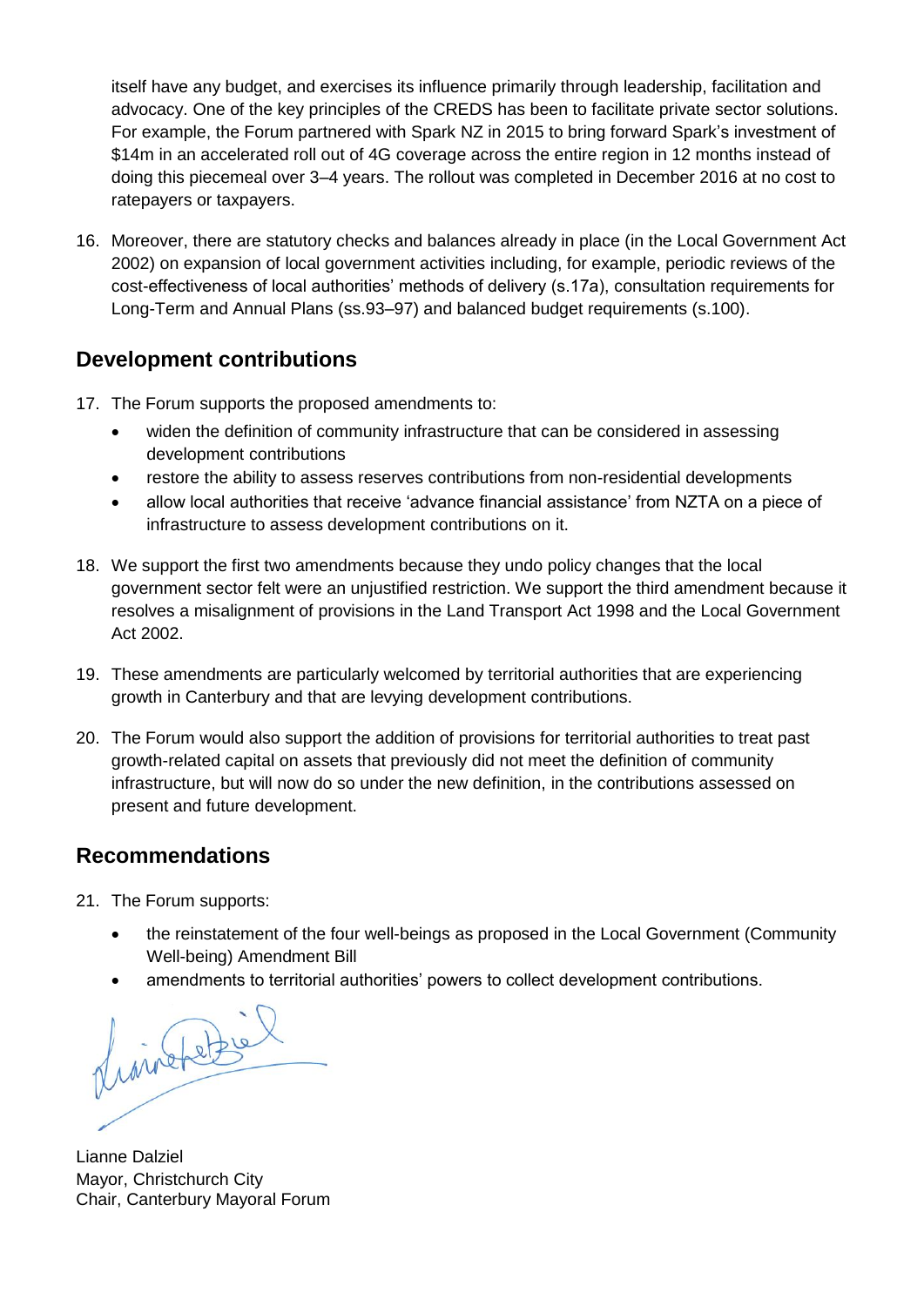itself have any budget, and exercises its influence primarily through leadership, facilitation and advocacy. One of the key principles of the CREDS has been to facilitate private sector solutions. For example, the Forum partnered with Spark NZ in 2015 to bring forward Spark's investment of $14m in an accelerated roll out of 4G coverage across the entire region in 12 months instead of doing this piecemeal over 3–4 years. The rollout was completed in December 2016 at no cost to ratepayers or taxpayers.

16. Moreover, there are statutory checks and balances already in place (in the Local Government Act 2002) on expansion of local government activities including, for example, periodic reviews of the cost-effectiveness of local authorities' methods of delivery (s.17a), consultation requirements for Long-Term and Annual Plans (ss.93–97) and balanced budget requirements (s.100).

## Development contributions

17. The Forum supports the proposed amendments to:
    - widen the definition of community infrastructure that can be considered in assessing development contributions
    - restore the ability to assess reserves contributions from non-residential developments
    - allow local authorities that receive 'advance financial assistance' from NZTA on a piece of infrastructure to assess development contributions on it.

18. We support the first two amendments because they undo policy changes that the local government sector felt were an unjustified restriction. We support the third amendment because it resolves a misalignment of provisions in the Land Transport Act 1998 and the Local Government Act 2002.

19. These amendments are particularly welcomed by territorial authorities that are experiencing growth in Canterbury and that are levying development contributions.

20. The Forum would also support the addition of provisions for territorial authorities to treat past growth-related capital on assets that previously did not meet the definition of community infrastructure, but will now do so under the new definition, in the contributions assessed on present and future development.

## Recommendations

21. The Forum supports:
    - the reinstatement of the four well-beings as proposed in the Local Government (Community Well-being) Amendment Bill
    - amendments to territorial authorities' powers to collect development contributions.

Lianne Dalziel
Mayor, Christchurch City
Chair, Canterbury Mayoral Forum